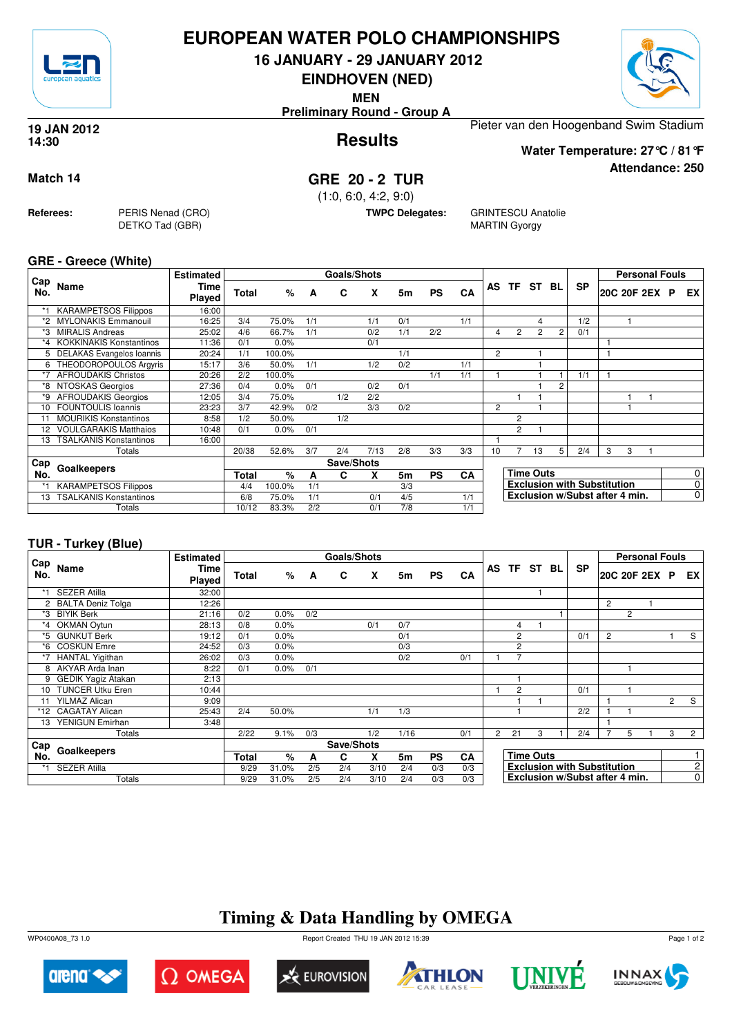# EUROPEAN WATER POLO CHAMPIONSHIPS

## 16 JANUARY - 29 JANUARY 2012

## EINDHOVEN (NED)

**MEN**

**Preliminary Round - Group A**

**19 JAN 2012**
**14:30**

## Results

Pieter van den Hoogenband Swim Stadium

**Water Temperature: 27°C / 81°F**

**Attendance: 250**

**Match 14**

## GRE 20 - 2 TUR

(1:0, 6:0, 4:2, 9:0)

**Referees:** PERIS Nenad (CRO), DETKO Tad (GBR)

**TWPC Delegates:** GRINTESCU Anatolie, MARTIN Gyorgy

### GRE - Greece (White)

| Cap No. | Name | Estimated Time Played | Total | % | A | C | X | 5m | PS | CA | AS | TF | ST | BL | SP | 20C | 20F | 2EX | P | EX |
|---|---|---|---|---|---|---|---|---|---|---|---|---|---|---|---|---|---|---|---|---|
| *1 | KARAMPETSOS Filippos | 16:00 | | | | | | | | | | | | | | | | | | |
| *2 | MYLONAKIS Emmanouil | 16:25 | 3/4 | 75.0% | 1/1 | | 1/1 | 0/1 | | 1/1 | | | 4 | | 1/2 | | 1 | | | |
| *3 | MIRALIS Andreas | 25:02 | 4/6 | 66.7% | 1/1 | | 0/2 | 1/1 | 2/2 | | 4 | 2 | 2 | 2 | 0/1 | | | | | |
| *4 | KOKKINAKIS Konstantinos | 11:36 | 0/1 | 0.0% | | | 0/1 | | | | | | | | | 1 | | | | |
| 5 | DELAKAS Evangelos Ioannis | 20:24 | 1/1 | 100.0% | | | | 1/1 | | | 2 | | 1 | | | 1 | | | | |
| 6 | THEODOROPOULOS Argyris | 15:17 | 3/6 | 50.0% | 1/1 | | 1/2 | 0/2 | | 1/1 | | | 1 | | | | | | | |
| *7 | AFROUDAKIS Christos | 20:26 | 2/2 | 100.0% | | | | | 1/1 | 1/1 | 1 | | 1 | 1 | 1/1 | 1 | | | | |
| *8 | NTOSKAS Georgios | 27:36 | 0/4 | 0.0% | 0/1 | | 0/2 | 0/1 | | | | | 1 | 2 | | | | | | |
| *9 | AFROUDAKIS Georgios | 12:05 | 3/4 | 75.0% | | 1/2 | 2/2 | | | | | 1 | 1 | | | | 1 | 1 | | |
| 10 | FOUNTOULIS Ioannis | 23:23 | 3/7 | 42.9% | 0/2 | | 3/3 | 0/2 | | | 2 | | 1 | | | | 1 | | | |
| 11 | MOURIKIS Konstantinos | 8:58 | 1/2 | 50.0% | | 1/2 | | | | | | 2 | | | | | | | | |
| 12 | VOULGARAKIS Matthaios | 10:48 | 0/1 | 0.0% | 0/1 | | | | | | | 2 | 1 | | | | | | | |
| 13 | TSALKANIS Konstantinos | 16:00 | | | | | | | | | 1 | | | | | | | | | |
| | Totals | | 20/38 | 52.6% | 3/7 | 2/4 | 7/13 | 2/8 | 3/3 | 3/3 | 10 | 7 | 13 | 5 | 2/4 | 3 | 3 | 1 | | |

| Cap No. | Goalkeepers | Total | % | A | C | X | 5m | PS | CA |
|---|---|---|---|---|---|---|---|---|---|
| *1 | KARAMPETSOS Filippos | 4/4 | 100.0% | 1/1 | | | 3/3 | | |
| 13 | TSALKANIS Konstantinos | 6/8 | 75.0% | 1/1 | | 0/1 | 4/5 | | 1/1 |
| | Totals | 10/12 | 83.3% | 2/2 | | 0/1 | 7/8 | | 1/1 |

| | |
|---|---|
| Time Outs | 0 |
| Exclusion with Substitution | 0 |
| Exclusion w/Subst after 4 min. | 0 |

### TUR - Turkey (Blue)

| Cap No. | Name | Estimated Time Played | Total | % | A | C | X | 5m | PS | CA | AS | TF | ST | BL | SP | 20C | 20F | 2EX | P | EX |
|---|---|---|---|---|---|---|---|---|---|---|---|---|---|---|---|---|---|---|---|---|
| *1 | SEZER Atilla | 32:00 | | | | | | | | | | | 1 | | | | | | | |
| 2 | BALTA Deniz Tolga | 12:26 | | | | | | | | | | | | | | 2 | | 1 | | |
| *3 | BIYIK Berk | 21:16 | 0/2 | 0.0% | 0/2 | | | | | | | | | 1 | | | 2 | | | |
| *4 | OKMAN Oytun | 28:13 | 0/8 | 0.0% | | | 0/1 | 0/7 | | | | 4 | 1 | | | | | | | |
| *5 | GUNKUT Berk | 19:12 | 0/1 | 0.0% | | | | 0/1 | | | | 2 | | | 0/1 | 2 | | | 1 | S |
| *6 | COSKUN Emre | 24:52 | 0/3 | 0.0% | | | | 0/3 | | | | 2 | | | | | | | | |
| *7 | HANTAL Yigithan | 26:02 | 0/3 | 0.0% | | | | 0/2 | | 0/1 | 1 | 7 | | | | | | | | |
| 8 | AKYAR Arda Inan | 8:22 | 0/1 | 0.0% | 0/1 | | | | | | | | | | | | 1 | | | |
| 9 | GEDIK Yagiz Atakan | 2:13 | | | | | | | | | | 1 | | | | | | | | |
| 10 | TUNCER Utku Eren | 10:44 | | | | | | | | | 1 | 2 | | | 0/1 | | 1 | | | |
| 11 | YILMAZ Alican | 9:09 | | | | | | | | | | 1 | 1 | | | 1 | | | 2 | S |
| *12 | CAGATAY Alican | 25:43 | 2/4 | 50.0% | | | 1/1 | 1/3 | | | | 1 | | | 2/2 | 1 | 1 | | | |
| 13 | YENIGUN Emirhan | 3:48 | | | | | | | | | | | | | | 1 | | | | |
| | Totals | | 2/22 | 9.1% | 0/3 | | 1/2 | 1/16 | | 0/1 | 2 | 21 | 3 | 1 | 2/4 | 7 | 5 | 1 | 3 | 2 |

| Cap No. | Goalkeepers | Total | % | A | C | X | 5m | PS | CA |
|---|---|---|---|---|---|---|---|---|---|
| *1 | SEZER Atilla | 9/29 | 31.0% | 2/5 | 2/4 | 3/10 | 2/4 | 0/3 | 0/3 |
| | Totals | 9/29 | 31.0% | 2/5 | 2/4 | 3/10 | 2/4 | 0/3 | 0/3 |

| | |
|---|---|
| Time Outs | 1 |
| Exclusion with Substitution | 2 |
| Exclusion w/Subst after 4 min. | 0 |

**Timing & Data Handling by OMEGA**

WP0400A08_73 1.0 — Report Created THU 19 JAN 2012 15:39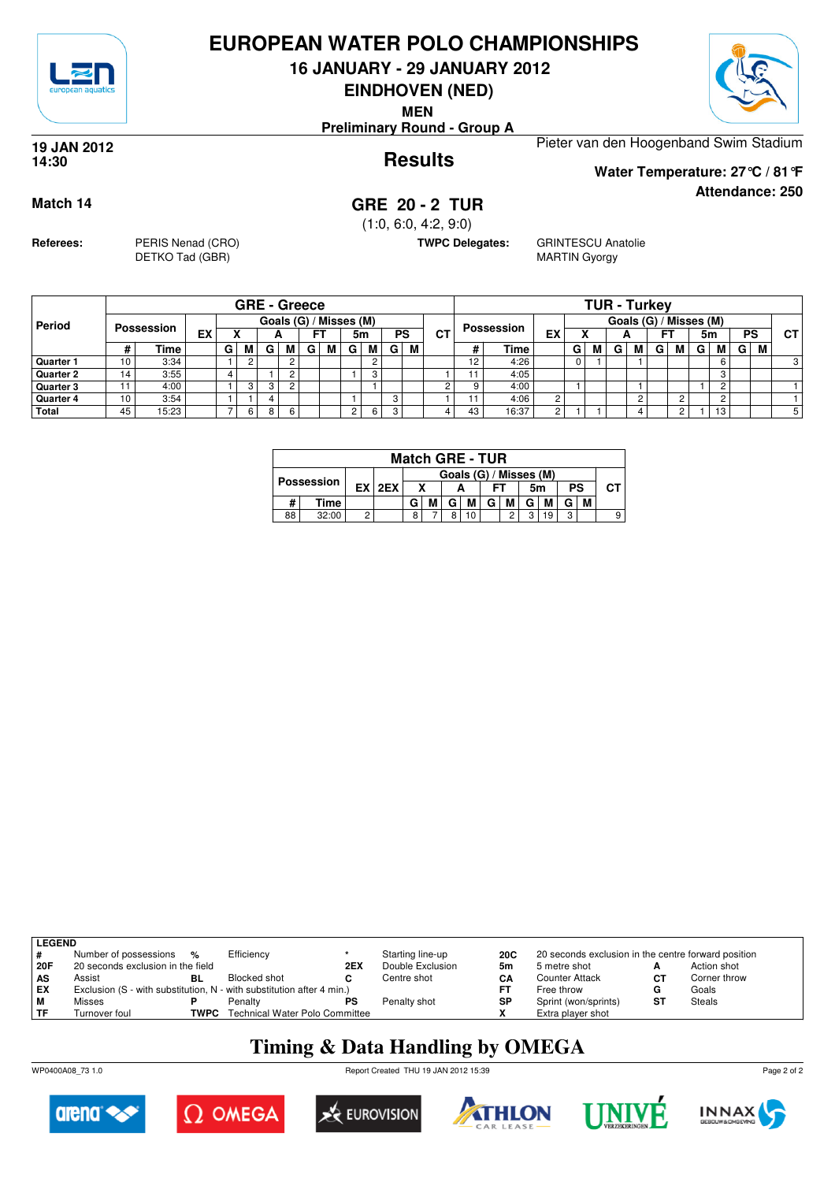# EUROPEAN WATER POLO CHAMPIONSHIPS

## 16 JANUARY - 29 JANUARY 2012

## EINDHOVEN (NED)

**MEN**

**Preliminary Round - Group A**

**19 JAN 2012**
**14:30**

## Results

Pieter van den Hoogenband Swim Stadium

**Water Temperature: 27°C / 81°F**

**Attendance: 250**

**Match 14**

## GRE 20 - 2 TUR

(1:0, 6:0, 4:2, 9:0)

**Referees:** PERIS Nenad (CRO), DETKO Tad (GBR)

**TWPC Delegates:** GRINTESCU Anatolie, MARTIN Gyorgy

| Period | GRE - Greece | | | | | | | | | | | | | | TUR - Turkey | | | | | | | | | | | | | |
|---|---|---|---|---|---|---|---|---|---|---|---|---|---|---|---|---|---|---|---|---|---|---|---|---|---|---|---|---|
| | Possession | | EX | Goals (G) / Misses (M) | | | | | | | | | | CT | Possession | | EX | Goals (G) / Misses (M) | | | | | | | | | | CT |
| | | | | X | | A | | FT | | 5m | | PS | | | | | | X | | A | | FT | | 5m | | PS | | |
| | # | Time | | G | M | G | M | G | M | G | M | G | M | | # | Time | | G | M | G | M | G | M | G | M | G | M | |
| Quarter 1 | 10 | 3:34 | | 1 | 2 | | 2 | | | | 2 | | | | 12 | 4:26 | | 0 | 1 | | 1 | | | | 6 | | | 3 |
| Quarter 2 | 14 | 3:55 | | 4 | | 1 | 2 | | | 1 | 3 | | | 1 | 11 | 4:05 | | | | | | | | | 3 | | | |
| Quarter 3 | 11 | 4:00 | | 1 | 3 | 3 | 2 | | | | 1 | | | 2 | 9 | 4:00 | | 1 | | | 1 | | | 1 | 2 | | | 1 |
| Quarter 4 | 10 | 3:54 | | 1 | 1 | 4 | | | | 1 | | 3 | | 1 | 11 | 4:06 | 2 | | | | 2 | | 2 | | 2 | | | 1 |
| Total | 45 | 15:23 | | 7 | 6 | 8 | 6 | | | 2 | 6 | 3 | | 4 | 43 | 16:37 | 2 | 1 | 1 | | 4 | | 2 | 1 | 13 | | | 5 |

| Match GRE - TUR | | | | | | | | | | | | | | |
|---|---|---|---|---|---|---|---|---|---|---|---|---|---|---|
| Possession | | EX | 2EX | Goals (G) / Misses (M) | | | | | | | | | | CT |
| | | | | X | | A | | FT | | 5m | | PS | | |
| # | Time | | | G | M | G | M | G | M | G | M | G | M | |
| 88 | 32:00 | 2 | | 8 | 7 | 8 | 10 | | 2 | 3 | 19 | 3 | | 9 |

| LEGEND | | | | | | | |
|---|---|---|---|---|---|---|---|
| # | Number of possessions | % | Efficiency | * | Starting line-up | 20C | 20 seconds exclusion in the centre forward position |
| 20F | 20 seconds exclusion in the field | | | 2EX | Double Exclusion | 5m | 5 metre shot |
| AS | Assist | BL | Blocked shot | C | Centre shot | CA | Counter Attack |
| EX | Exclusion (S - with substitution, N - with substitution after 4 min.) | | | | | FT | Free throw |
| M | Misses | P | Penalty | PS | Penalty shot | SP | Sprint (won/sprints) |
| TF | Turnover foul | TWPC | Technical Water Polo Committee | | | X | Extra player shot |
| A | Action shot | CT | Corner throw | G | Goals | ST | Steals |

## Timing & Data Handling by OMEGA

WP0400A08_73 1.0 — Report Created THU 19 JAN 2012 15:39